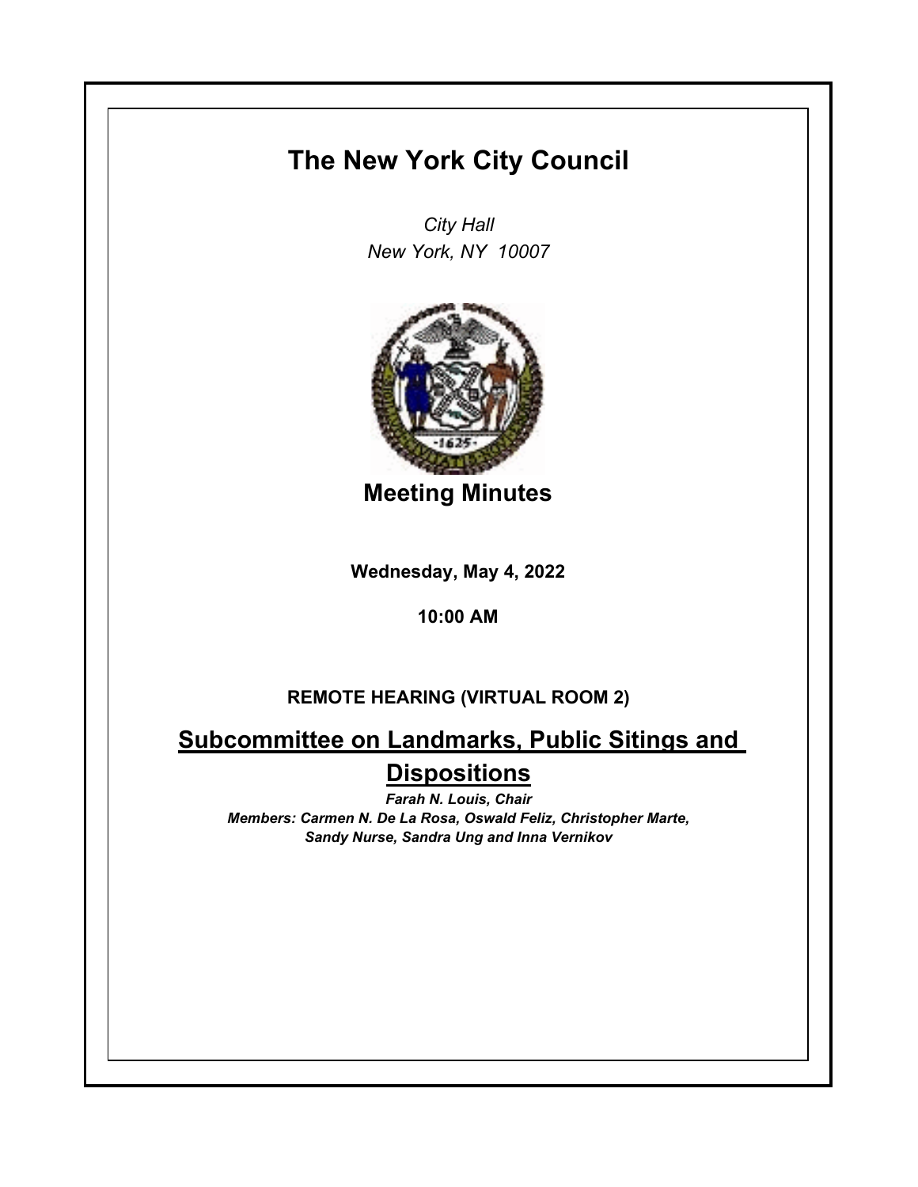# The New York City Council

*City Hall*
*New York, NY 10007*

## Meeting Minutes

**Wednesday, May 4, 2022**

**10:00 AM**

**REMOTE HEARING (VIRTUAL ROOM 2)**

## Subcommittee on Landmarks, Public Sitings and Dispositions

***Farah N. Louis, Chair***
***Members: Carmen N. De La Rosa, Oswald Feliz, Christopher Marte, Sandy Nurse, Sandra Ung and Inna Vernikov***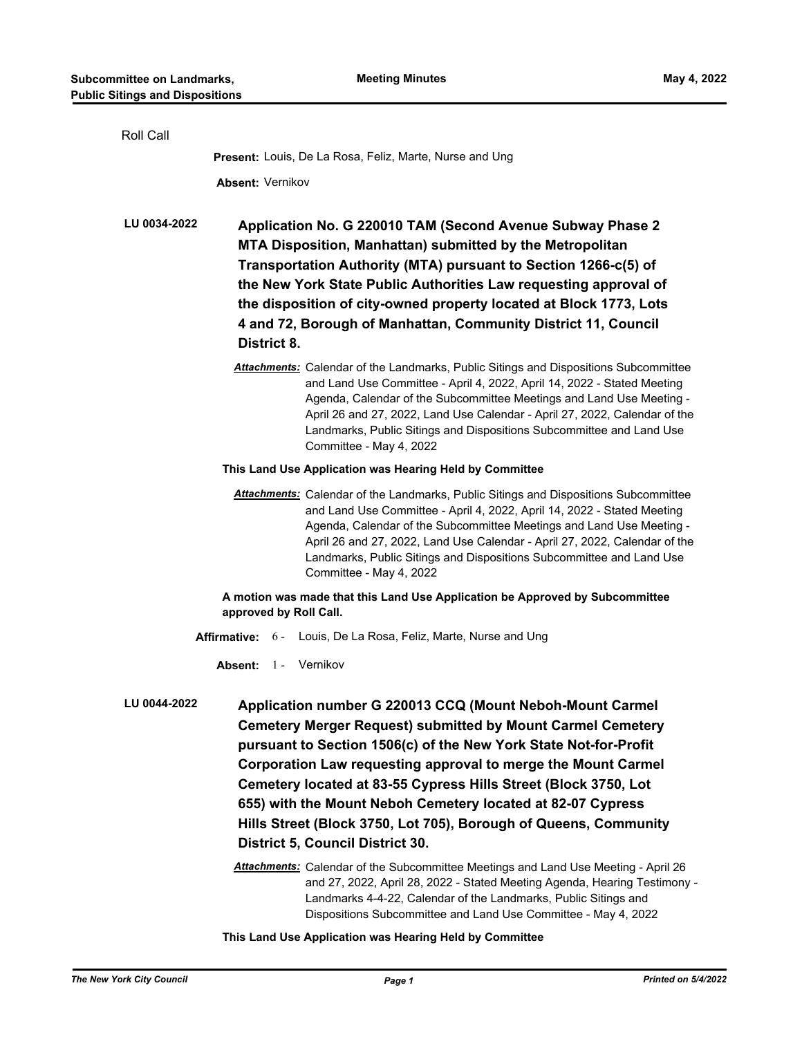Roll Call

**Present:** Louis, De La Rosa, Feliz, Marte, Nurse and Ung

**Absent:** Vernikov

**LU 0034-2022**

**Application No. G 220010 TAM (Second Avenue Subway Phase 2 MTA Disposition, Manhattan) submitted by the Metropolitan Transportation Authority (MTA) pursuant to Section 1266-c(5) of the New York State Public Authorities Law requesting approval of the disposition of city-owned property located at Block 1773, Lots 4 and 72, Borough of Manhattan, Community District 11, Council District 8.**

***Attachments:*** Calendar of the Landmarks, Public Sitings and Dispositions Subcommittee and Land Use Committee - April 4, 2022, April 14, 2022 - Stated Meeting Agenda, Calendar of the Subcommittee Meetings and Land Use Meeting - April 26 and 27, 2022, Land Use Calendar - April 27, 2022, Calendar of the Landmarks, Public Sitings and Dispositions Subcommittee and Land Use Committee - May 4, 2022

**This Land Use Application was Hearing Held by Committee**

***Attachments:*** Calendar of the Landmarks, Public Sitings and Dispositions Subcommittee and Land Use Committee - April 4, 2022, April 14, 2022 - Stated Meeting Agenda, Calendar of the Subcommittee Meetings and Land Use Meeting - April 26 and 27, 2022, Land Use Calendar - April 27, 2022, Calendar of the Landmarks, Public Sitings and Dispositions Subcommittee and Land Use Committee - May 4, 2022

**A motion was made that this Land Use Application be Approved by Subcommittee approved by Roll Call.**

**Affirmative:** 6 - Louis, De La Rosa, Feliz, Marte, Nurse and Ung

**Absent:** 1 - Vernikov

**LU 0044-2022**

**Application number G 220013 CCQ (Mount Neboh-Mount Carmel Cemetery Merger Request) submitted by Mount Carmel Cemetery pursuant to Section 1506(c) of the New York State Not-for-Profit Corporation Law requesting approval to merge the Mount Carmel Cemetery located at 83-55 Cypress Hills Street (Block 3750, Lot 655) with the Mount Neboh Cemetery located at 82-07 Cypress Hills Street (Block 3750, Lot 705), Borough of Queens, Community District 5, Council District 30.**

***Attachments:*** Calendar of the Subcommittee Meetings and Land Use Meeting - April 26 and 27, 2022, April 28, 2022 - Stated Meeting Agenda, Hearing Testimony - Landmarks 4-4-22, Calendar of the Landmarks, Public Sitings and Dispositions Subcommittee and Land Use Committee - May 4, 2022

**This Land Use Application was Hearing Held by Committee**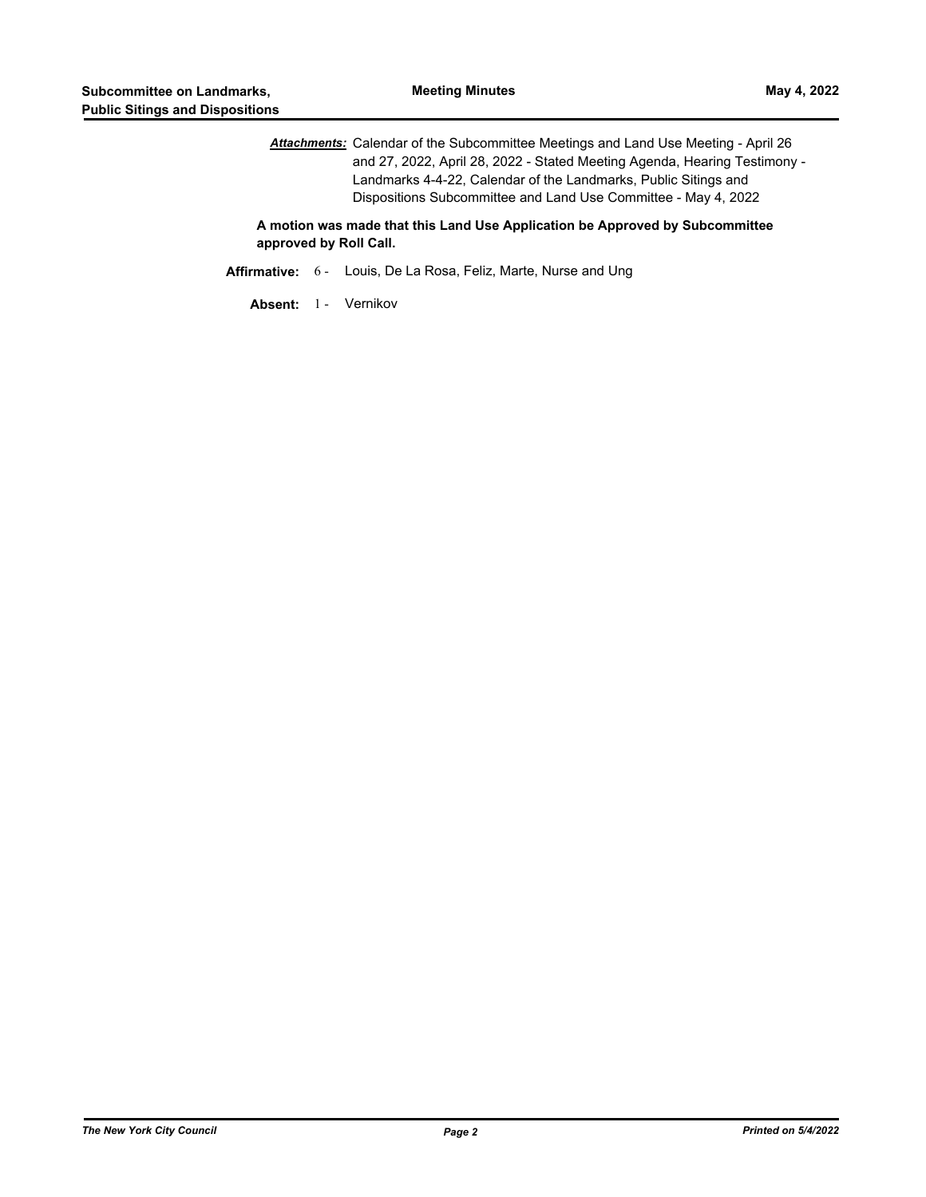***Attachments:*** Calendar of the Subcommittee Meetings and Land Use Meeting - April 26 and 27, 2022, April 28, 2022 - Stated Meeting Agenda, Hearing Testimony - Landmarks 4-4-22, Calendar of the Landmarks, Public Sitings and Dispositions Subcommittee and Land Use Committee - May 4, 2022

**A motion was made that this Land Use Application be Approved by Subcommittee approved by Roll Call.**

**Affirmative:** 6 - Louis, De La Rosa, Feliz, Marte, Nurse and Ung

**Absent:** 1 - Vernikov